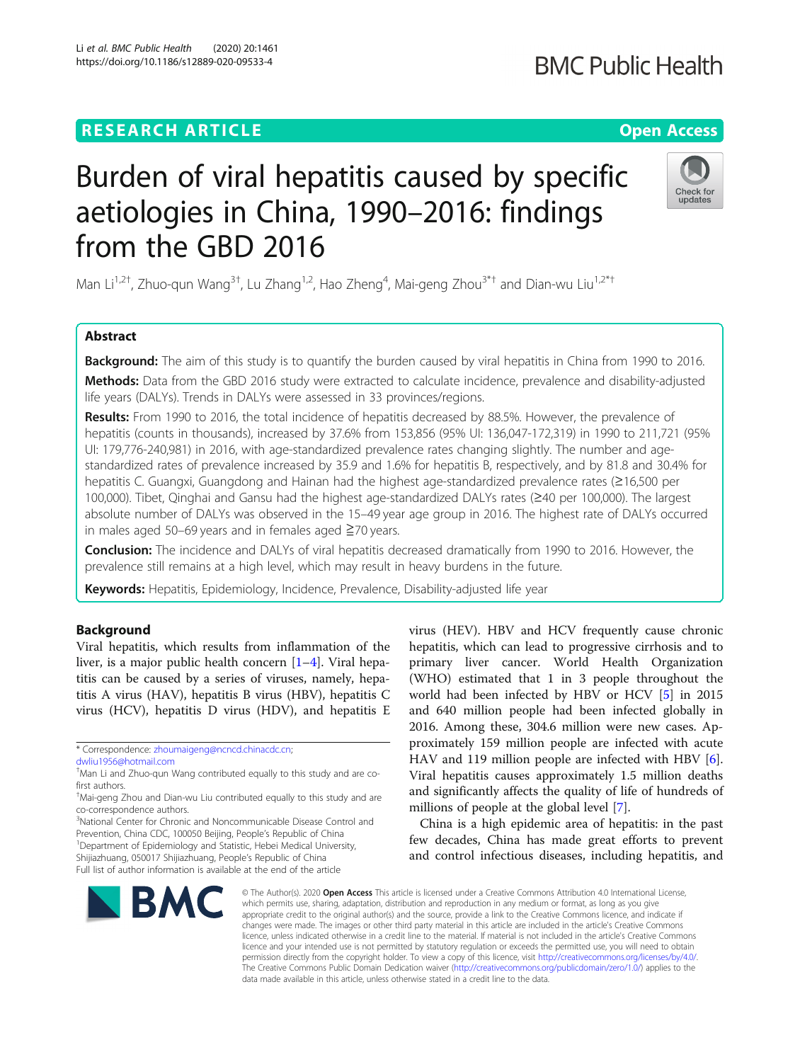RESEARCH ARTICLE

Open Access

# Burden of viral hepatitis caused by specific aetiologies in China, 1990–2016: findings from the GBD 2016

Man Li[1,2†], Zhuo-qun Wang[3†], Lu Zhang[1,2], Hao Zheng[4], Mai-geng Zhou[3*†] and Dian-wu Liu[1,2*†]

## Abstract

**Background:** The aim of this study is to quantify the burden caused by viral hepatitis in China from 1990 to 2016.

**Methods:** Data from the GBD 2016 study were extracted to calculate incidence, prevalence and disability-adjusted life years (DALYs). Trends in DALYs were assessed in 33 provinces/regions.

**Results:** From 1990 to 2016, the total incidence of hepatitis decreased by 88.5%. However, the prevalence of hepatitis (counts in thousands), increased by 37.6% from 153,856 (95% UI: 136,047-172,319) in 1990 to 211,721 (95% UI: 179,776-240,981) in 2016, with age-standardized prevalence rates changing slightly. The number and age-standardized rates of prevalence increased by 35.9 and 1.6% for hepatitis B, respectively, and by 81.8 and 30.4% for hepatitis C. Guangxi, Guangdong and Hainan had the highest age-standardized prevalence rates (≥16,500 per 100,000). Tibet, Qinghai and Gansu had the highest age-standardized DALYs rates (≥40 per 100,000). The largest absolute number of DALYs was observed in the 15–49 year age group in 2016. The highest rate of DALYs occurred in males aged 50–69 years and in females aged ≧70 years.

**Conclusion:** The incidence and DALYs of viral hepatitis decreased dramatically from 1990 to 2016. However, the prevalence still remains at a high level, which may result in heavy burdens in the future.

**Keywords:** Hepatitis, Epidemiology, Incidence, Prevalence, Disability-adjusted life year

## Background

Viral hepatitis, which results from inflammation of the liver, is a major public health concern [1–4]. Viral hepatitis can be caused by a series of viruses, namely, hepatitis A virus (HAV), hepatitis B virus (HBV), hepatitis C virus (HCV), hepatitis D virus (HDV), and hepatitis E virus (HEV). HBV and HCV frequently cause chronic hepatitis, which can lead to progressive cirrhosis and to primary liver cancer. World Health Organization (WHO) estimated that 1 in 3 people throughout the world had been infected by HBV or HCV [5] in 2015 and 640 million people had been infected globally in 2016. Among these, 304.6 million were new cases. Approximately 159 million people are infected with acute HAV and 119 million people are infected with HBV [6]. Viral hepatitis causes approximately 1.5 million deaths and significantly affects the quality of life of hundreds of millions of people at the global level [7].

China is a high epidemic area of hepatitis: in the past few decades, China has made great efforts to prevent and control infectious diseases, including hepatitis, and

* Correspondence: zhoumaigeng@ncncd.chinacdc.cn; dwliu1956@hotmail.com

[†]Man Li and Zhuo-qun Wang contributed equally to this study and are co-first authors.

[†]Mai-geng Zhou and Dian-wu Liu contributed equally to this study and are co-correspondence authors.

[3]National Center for Chronic and Noncommunicable Disease Control and Prevention, China CDC, 100050 Beijing, People's Republic of China

[1]Department of Epidemiology and Statistic, Hebei Medical University, Shijiazhuang, 050017 Shijiazhuang, People's Republic of China

Full list of author information is available at the end of the article

© The Author(s). 2020 **Open Access** This article is licensed under a Creative Commons Attribution 4.0 International License, which permits use, sharing, adaptation, distribution and reproduction in any medium or format, as long as you give appropriate credit to the original author(s) and the source, provide a link to the Creative Commons licence, and indicate if changes were made. The images or other third party material in this article are included in the article's Creative Commons licence, unless indicated otherwise in a credit line to the material. If material is not included in the article's Creative Commons licence and your intended use is not permitted by statutory regulation or exceeds the permitted use, you will need to obtain permission directly from the copyright holder. To view a copy of this licence, visit http://creativecommons.org/licenses/by/4.0/. The Creative Commons Public Domain Dedication waiver (http://creativecommons.org/publicdomain/zero/1.0/) applies to the data made available in this article, unless otherwise stated in a credit line to the data.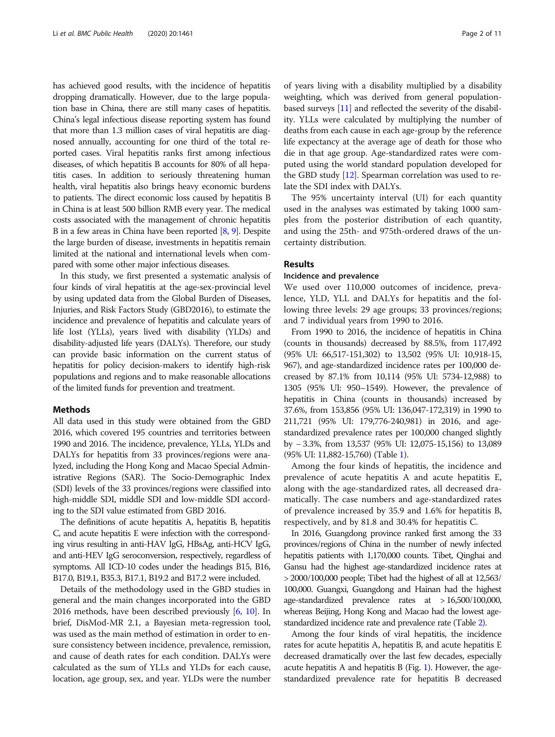has achieved good results, with the incidence of hepatitis dropping dramatically. However, due to the large population base in China, there are still many cases of hepatitis. China's legal infectious disease reporting system has found that more than 1.3 million cases of viral hepatitis are diagnosed annually, accounting for one third of the total reported cases. Viral hepatitis ranks first among infectious diseases, of which hepatitis B accounts for 80% of all hepatitis cases. In addition to seriously threatening human health, viral hepatitis also brings heavy economic burdens to patients. The direct economic loss caused by hepatitis B in China is at least 500 billion RMB every year. The medical costs associated with the management of chronic hepatitis B in a few areas in China have been reported [8, 9]. Despite the large burden of disease, investments in hepatitis remain limited at the national and international levels when compared with some other major infectious diseases.

In this study, we first presented a systematic analysis of four kinds of viral hepatitis at the age-sex-provincial level by using updated data from the Global Burden of Diseases, Injuries, and Risk Factors Study (GBD2016), to estimate the incidence and prevalence of hepatitis and calculate years of life lost (YLLs), years lived with disability (YLDs) and disability-adjusted life years (DALYs). Therefore, our study can provide basic information on the current status of hepatitis for policy decision-makers to identify high-risk populations and regions and to make reasonable allocations of the limited funds for prevention and treatment.

## Methods

All data used in this study were obtained from the GBD 2016, which covered 195 countries and territories between 1990 and 2016. The incidence, prevalence, YLLs, YLDs and DALYs for hepatitis from 33 provinces/regions were analyzed, including the Hong Kong and Macao Special Administrative Regions (SAR). The Socio-Demographic Index (SDI) levels of the 33 provinces/regions were classified into high-middle SDI, middle SDI and low-middle SDI according to the SDI value estimated from GBD 2016.

The definitions of acute hepatitis A, hepatitis B, hepatitis C, and acute hepatitis E were infection with the corresponding virus resulting in anti-HAV IgG, HBsAg, anti-HCV IgG, and anti-HEV IgG seroconversion, respectively, regardless of symptoms. All ICD-10 codes under the headings B15, B16, B17.0, B19.1, B35.3, B17.1, B19.2 and B17.2 were included.

Details of the methodology used in the GBD studies in general and the main changes incorporated into the GBD 2016 methods, have been described previously [6, 10]. In brief, DisMod-MR 2.1, a Bayesian meta-regression tool, was used as the main method of estimation in order to ensure consistency between incidence, prevalence, remission, and cause of death rates for each condition. DALYs were calculated as the sum of YLLs and YLDs for each cause, location, age group, sex, and year. YLDs were the number of years living with a disability multiplied by a disability weighting, which was derived from general population-based surveys [11] and reflected the severity of the disability. YLLs were calculated by multiplying the number of deaths from each cause in each age-group by the reference life expectancy at the average age of death for those who die in that age group. Age-standardized rates were computed using the world standard population developed for the GBD study [12]. Spearman correlation was used to relate the SDI index with DALYs.

The 95% uncertainty interval (UI) for each quantity used in the analyses was estimated by taking 1000 samples from the posterior distribution of each quantity, and using the 25th- and 975th-ordered draws of the uncertainty distribution.

## Results

### Incidence and prevalence

We used over 110,000 outcomes of incidence, prevalence, YLD, YLL and DALYs for hepatitis and the following three levels: 29 age groups; 33 provinces/regions; and 7 individual years from 1990 to 2016.

From 1990 to 2016, the incidence of hepatitis in China (counts in thousands) decreased by 88.5%, from 117,492 (95% UI: 66,517-151,302) to 13,502 (95% UI: 10,918-15,967), and age-standardized incidence rates per 100,000 decreased by 87.1% from 10,114 (95% UI: 5734-12,988) to 1305 (95% UI: 950–1549). However, the prevalence of hepatitis in China (counts in thousands) increased by 37.6%, from 153,856 (95% UI: 136,047-172,319) in 1990 to 211,721 (95% UI: 179,776-240,981) in 2016, and age-standardized prevalence rates per 100,000 changed slightly by − 3.3%, from 13,537 (95% UI: 12,075-15,156) to 13,089 (95% UI: 11,882-15,760) (Table 1).

Among the four kinds of hepatitis, the incidence and prevalence of acute hepatitis A and acute hepatitis E, along with the age-standardized rates, all decreased dramatically. The case numbers and age-standardized rates of prevalence increased by 35.9 and 1.6% for hepatitis B, respectively, and by 81.8 and 30.4% for hepatitis C.

In 2016, Guangdong province ranked first among the 33 provinces/regions of China in the number of newly infected hepatitis patients with 1,170,000 counts. Tibet, Qinghai and Gansu had the highest age-standardized incidence rates at > 2000/100,000 people; Tibet had the highest of all at 12,563/100,000. Guangxi, Guangdong and Hainan had the highest age-standardized prevalence rates at > 16,500/100,000, whereas Beijing, Hong Kong and Macao had the lowest age-standardized incidence rate and prevalence rate (Table 2).

Among the four kinds of viral hepatitis, the incidence rates for acute hepatitis A, hepatitis B, and acute hepatitis E decreased dramatically over the last few decades, especially acute hepatitis A and hepatitis B (Fig. 1). However, the age-standardized prevalence rate for hepatitis B decreased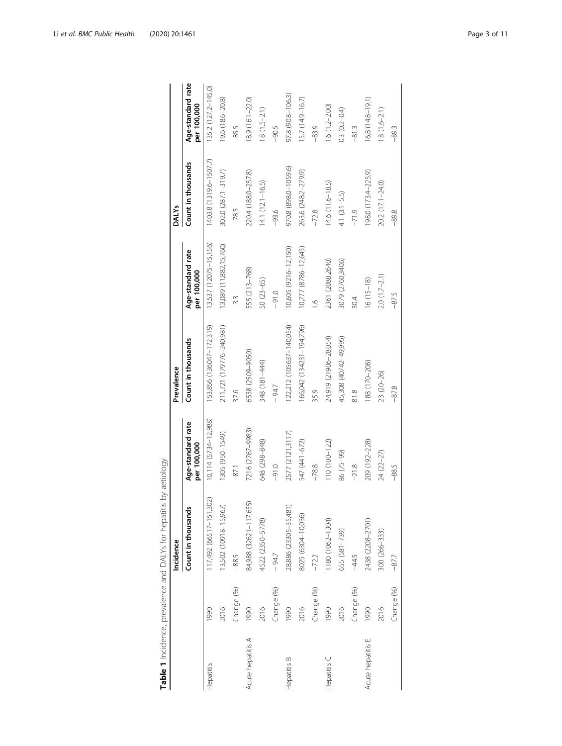**Table 1** Incidence, prevalence and DALYs for hepatitis by aetiology

| | | Incidence | | Prevalence | | DALYs | |
|---|---|---|---|---|---|---|---|
| | | Count in thousands | Age-standard rate per 100,000 | Count in thousands | Age-standard rate per 100,000 | Count in thousands | Age-standard rate per 100,000 |
| Hepatitis | 1990 | 117,492 (66517–151,302) | 10,114 (5734–12,988) | 153,856 (136047–172,319) | 13,537 (12075–15,156) | 1403.8 (1319.6–1507.7) | 135.2 (127.2–145.0) |
| | 2016 | 13,502 (10918–15,967) | 1305 (950–1549) | 211,721 (179776–240,981) | 13,089 (11,882,15,760) | 302.0 (287.1–319.7) | 19.6 (18.6–20.8) |
| | Change (%) | −88.5 | −87.1 | 37.6 | −3.3 | −78.5 | −85.5 |
| Acute hepatitis A | 1990 | 84,988 (32621–117,655) | 7216 (2767–9983) | 6538 (2509–9050) | 555 (213–768) | 220.4 (188.0–257.8) | 18.9 (16.1–22.0) |
| | 2016 | 4522 (2350–5778) | 648 (298–848) | 348 (181–444) | 50 (23–65) | 14.1 (12.1–16.5) | 1.8 (1.5–2.1) |
| | Change (%) | −94.7 | −91.0 | −94.7 | −91.0 | −93.6 | −90.5 |
| Hepatitis B | 1990 | 28,886 (23305–35,481) | 2577 (2121,3117) | 122,212 (105637–140,054) | 10,605 (9216–12,150) | 970.8 (898.0–1059.6) | 97.8 (90.8–106.3) |
| | 2016 | 8025 (6304–10,036) | 547 (441–672) | 166,042 (134231–194,796) | 10,777 (8786–12,645) | 263.6 (248.2–279.9) | 15.7 (14.9–16.7) |
| | Change (%) | −72.2 | −78.8 | 35.9 | 1.6 | −72.8 | −83.9 |
| Hepatitis C | 1990 | 1180 (1062–1304) | 110 (100–122) | 24,919 (21906–28,054) | 2361 (2088,2640) | 14.6 (11.6–18.5) | 1.6 (1.2–2.00) |
| | 2016 | 655 (581–739) | 86 (75–99) | 45,308 (40742–49,995) | 3079 (2760,3406) | 4.1 (3.1–5.5) | 0.3 (0.2–0.4) |
| | Change (%) | −44.5 | −21.8 | 81.8 | 30.4 | −71.9 | −81.3 |
| Acute hepatitis E | 1990 | 2438 (2208–2701) | 209 (192–228) | 188 (170–208) | 16 (15–18) | 198.0 (173.4–225.9) | 16.8 (14.8–19.1) |
| | 2016 | 300 (266–333) | 24 (22–27) | 23 (20–26) | 2.0 (1.7–2.1) | 20.2 (17.1–24.0) | 1.8 (1.6–2.1) |
| | Change (%) | −87.7 | −88.5 | −87.8 | −87.5 | −89.8 | −89.3 |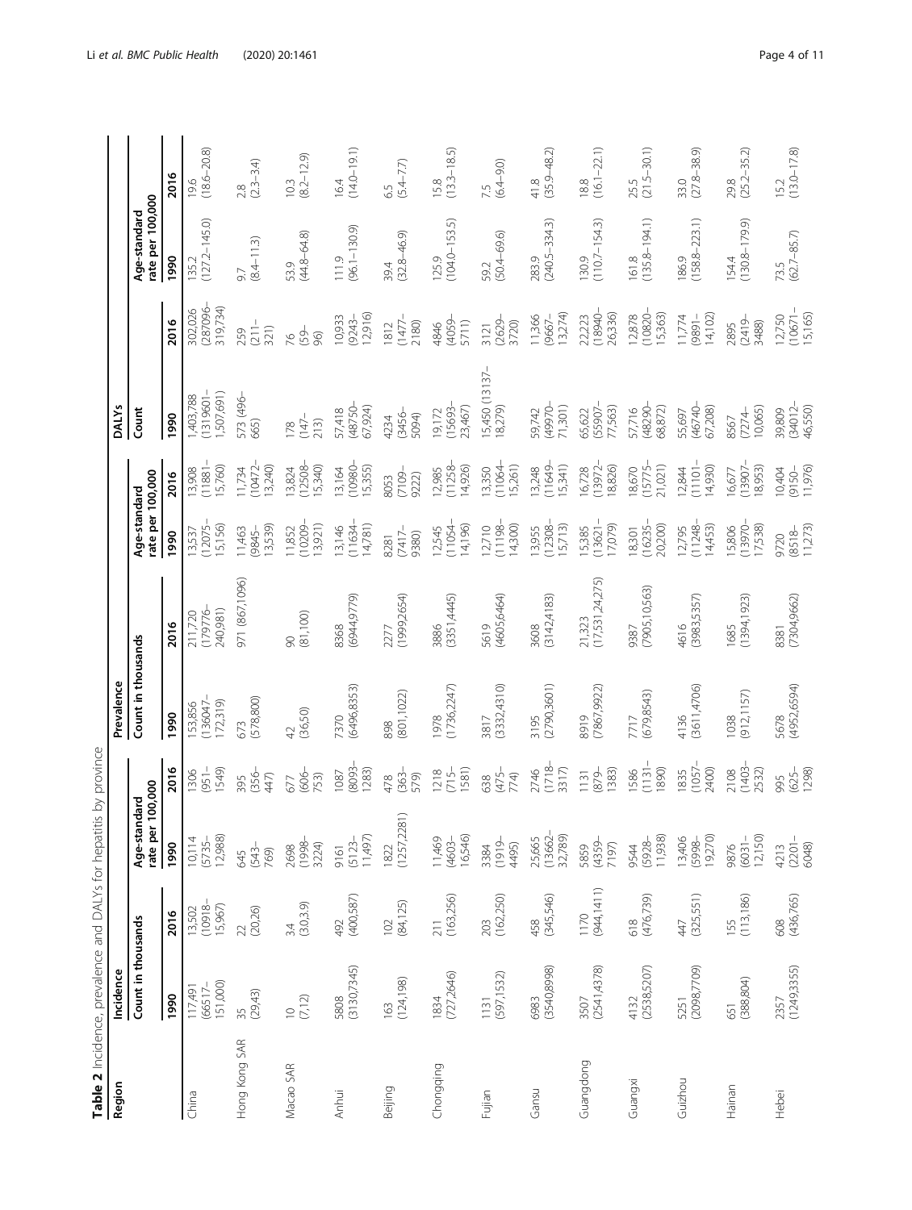**Table 2** Incidence, prevalence and DALYs for hepatitis by province

| Region | Incidence | | | | Prevalence | | | | DALYs | | | |
|---|---|---|---|---|---|---|---|---|---|---|---|---|
| | Count in thousands | | Age-standard rate per 100,000 | | Count in thousands | | Age-standard rate per 100,000 | | Count | | Age-standard rate per 100,000 | |
| | 1990 | 2016 | 1990 | 2016 | 1990 | 2016 | 1990 | 2016 | 1990 | 2016 | 1990 | 2016 |
| China | 117,491 (66517–151,000) | 13,502 (10918–15,967) | 10,114 (5735–12,988) | 1306 (951–1549) | 153,856 (136047–172,319) | 211,720 (179776–240,981) | 13,537 (12075–15,156) | 13,908 (11881–15,760) | 1,403,788 (1319601–1,507,691) | 302,026 (287096–319,734) | 135.2 (127.2–145.0) | 19.6 (18.6–20.8) |
| Hong Kong SAR | 35 (29,43) | 22 (20,26) | 645 (543–769) | 395 (356–447) | 673 (578,800) | 971 (867,1096) | 11,463 (9845–13,539) | 11,734 (10472–13,240) | 573 (496–665) | 259 (211–321) | 9.7 (8.4–11.3) | 2.8 (2.3–3.4) |
| Macao SAR | 10 (7,12) | 3.4 (3.0,3.9) | 2698 (1998–3224) | 677 (606–753) | 42 (36,50) | 90 (81,100) | 11,852 (10209–13,921) | 13,824 (12508–15,340) | 178 (147–213) | 76 (59–96) | 53.9 (44.8–64.8) | 10.3 (8.2–12.9) |
| Anhui | 5808 (3130,7345) | 492 (400,587) | 9161 (5123–11,497) | 1087 (8093–1283) | 7370 (6496,8353) | 8368 (6944,9779) | 13,146 (11634–14,781) | 13,164 (10980–15,355) | 57,418 (48750–67,924) | 10,933 (9243–12,916) | 111.9 (96.1–130.9) | 16.4 (14.0–19.1) |
| Beijing | 163 (124,198) | 102 (84,125) | 1822 (1257,2281) | 478 (363–579) | 898 (801,1022) | 2277 (1999,2654) | 8281 (7417–9380) | 8053 (7109–9222) | 4234 (3456–5094) | 1812 (1477–2180) | 39.4 (32.8–46.9) | 6.5 (5.4–7.7) |
| Chongqing | 1834 (727,2646) | 211 (163,256) | 11,469 (4603–16,546) | 1218 (715–1581) | 1978 (1736,2247) | 3886 (3351,4445) | 12,545 (11054–14,196) | 12,985 (11258–14,926) | 19,172 (15693–23,467) | 4846 (4059–5711) | 125.9 (104.0–153.5) | 15.8 (13.3–18.5) |
| Fujian | 1131 (597,1532) | 203 (162,250) | 3384 (1919–4495) | 638 (475–774) | 3817 (3332,4310) | 5619 (4605,6464) | 12,710 (11198–14,300) | 13,350 (11064–15,261) | 15,450 (13137–18,279) | 3121 (2629–3720) | 59.2 (50.4–69.6) | 7.5 (6.4–9.0) |
| Gansu | 6983 (3540,8998) | 458 (345,546) | 25,665 (13662–32,789) | 2746 (1718–3317) | 3195 (2790,3601) | 3608 (3142,4183) | 13,955 (12308–15,713) | 13,248 (11649–15,341) | 59,742 (49970–71,301) | 11,366 (9667–13,274) | 283.9 (240.5–334.3) | 41.8 (35.9–48.2) |
| Guangdong | 3507 (2541,4378) | 1170 (944,1411) | 5859 (4359–7197) | 1131 (879–1383) | 8919 (7867,9922) | 21,323 (17,531,24,275) | 15,385 (13621–17,079) | 16,728 (13972–18,826) | 65,622 (55907–77,563) | 22,223 (18940–26,336) | 130.9 (110.7–154.3) | 18.8 (16.1–22.1) |
| Guangxi | 4132 (2538,5207) | 618 (476,739) | 9544 (5928–11,938) | 1586 (1131–1890) | 7717 (679,8543) | 9387 (7905,10,563) | 18,301 (16235–20,200) | 18,670 (15775–21,021) | 57,716 (48290–68,872) | 12,878 (10820–15,363) | 161.8 (135.8–194.1) | 25.5 (21.5–30.1) |
| Guizhou | 5251 (2098,7709) | 447 (325,551) | 13,406 (5998–19,270) | 1835 (1057–2400) | 4136 (3611,4706) | 4616 (3983,5357) | 12,795 (11248–14,453) | 12,844 (11101–14,930) | 55,697 (46740–67,208) | 11,774 (9891–14,102) | 186.9 (158.8–223.1) | 33.0 (27.8–38.9) |
| Hainan | 651 (388,804) | 155 (113,186) | 9876 (6031–12,150) | 2108 (1403–2532) | 1038 (912,1157) | 1685 (1394,1923) | 15,806 (13970–17,538) | 16,677 (13907–18,953) | 8567 (7274–10,065) | 2895 (2419–3488) | 154.4 (130.8–179.9) | 29.8 (25.2–35.2) |
| Hebei | 2357 (1249,3355) | 608 (436,765) | 4213 (2201–6048) | 995 (625–1298) | 5678 (4952,6594) | 8381 (7304,9662) | 9720 (8518–11,273) | 10,404 (9150–11,976) | 39,809 (34012–46,550) | 12,750 (10671–15,165) | 73.5 (62.7–85.7) | 15.2 (13.0–17.8) |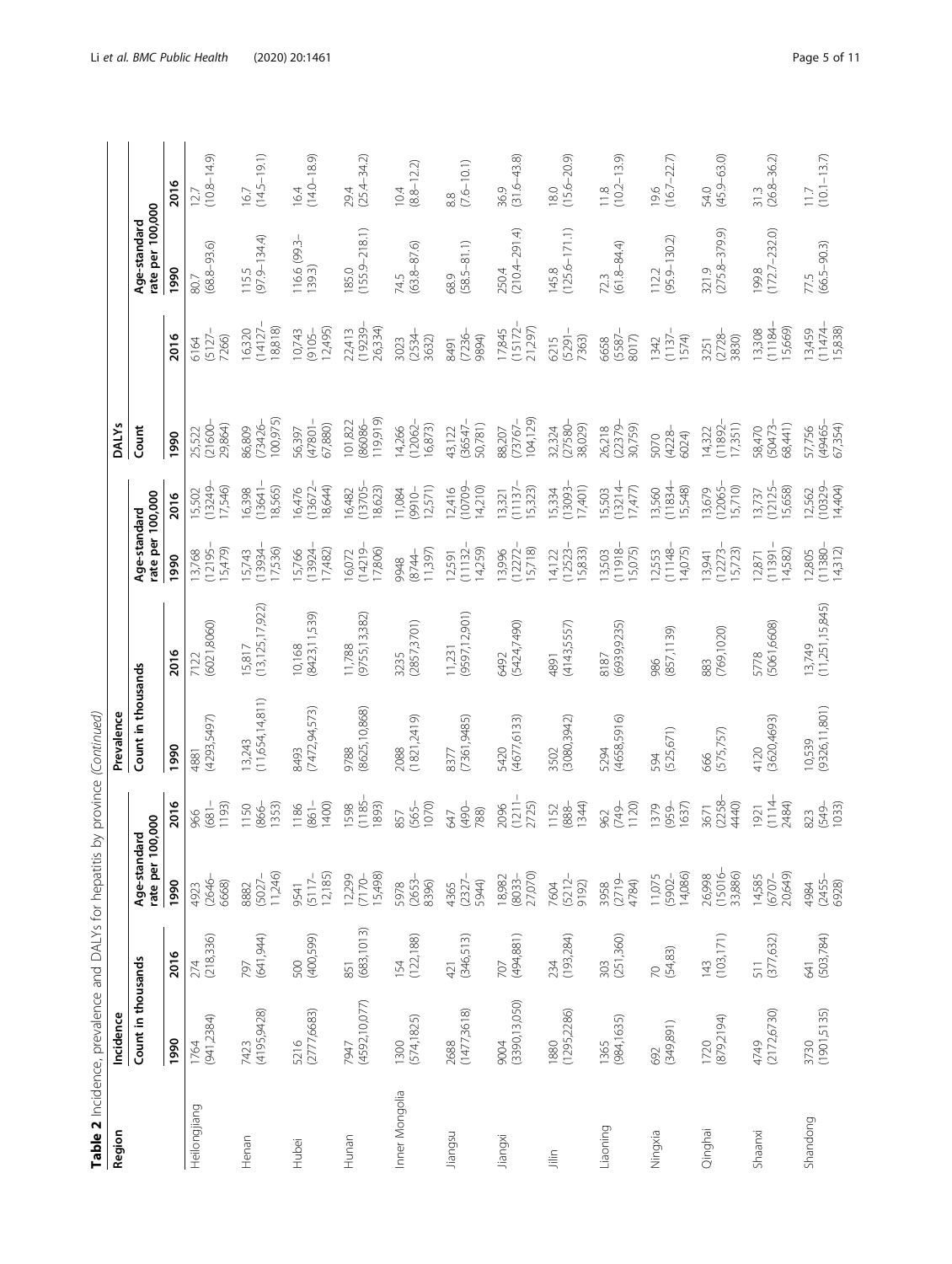**Table 2** Incidence, prevalence and DALYs for hepatitis by province *(Continued)*

| Region | Incidence | | | | Prevalence | | | | DALYs | | | |
|---|---|---|---|---|---|---|---|---|---|---|---|---|
| | Count in thousands | | Age-standard rate per 100,000 | | Count in thousands | | Age-standard rate per 100,000 | | Count | | Age-standard rate per 100,000 | |
| | 1990 | 2016 | 1990 | 2016 | 1990 | 2016 | 1990 | 2016 | 1990 | 2016 | 1990 | 2016 |
| Heilongjiang | 1764 (941,2384) | 274 (218,336) | 4923 (2646–6668) | 966 (681–1193) | 4881 (4293,5497) | 7122 (6021,8060) | 13,768 (12195–15,479) | 15,502 (13249–17,546) | 25,522 (21600–29,864) | 6164 (5127–7266) | 80.7 (68.8–93.6) | 12.7 (10.8–14.9) |
| Henan | 7423 (4195,9428) | 797 (641,944) | 8882 (5027–11,246) | 1150 (866–1353) | 13,243 (11,654,14,811) | 15,817 (13,125,17,922) | 15,743 (13934–17,536) | 16,398 (13641–18,565) | 86,809 (73426–100,975) | 16,320 (14127–18,818) | 115.5 (97.9–134.4) | 16.7 (14.5–19.1) |
| Hubei | 5216 (2777,6683) | 500 (400,599) | 9541 (5117–12,185) | 1186 (861–1400) | 8493 (7472,94,573) | 10,168 (8423,11,539) | 15,766 (13924–17,482) | 16,476 (13672–18,644) | 56,397 (47801–67,880) | 10,743 (9105–12,495) | 116.6 (99.3–139.3) | 16.4 (14.0–18.9) |
| Hunan | 7947 (4592,10,077) | 851 (683,1013) | 12,299 (7170–15,498) | 1598 (1185–1893) | 9788 (8625,10,868) | 11,788 (9755,13,382) | 16,072 (14219–17,806) | 16,482 (13705–18,623) | 101,822 (86086–119,919) | 22,413 (19239–26,334) | 185.0 (155.9–218.1) | 29.4 (25.4–34.2) |
| Inner Mongolia | 1300 (574,1825) | 154 (122,188) | 5978 (2653–8396) | 857 (565–1070) | 2088 (1821,2419) | 3235 (2857,3701) | 9948 (8744–11,397) | 11,084 (9910–12,571) | 14,266 (12062–16,873) | 3023 (2534–3632) | 74.5 (63.8–87.6) | 10.4 (8.8–12.2) |
| Jiangsu | 2688 (1477,3618) | 421 (346,513) | 4365 (2327–5944) | 647 (490–788) | 8377 (7361,9485) | 11,231 (9597,12,901) | 12,591 (11132–14,259) | 12,416 (10709–14,210) | 43,122 (36547–50,781) | 8491 (7236–9894) | 68.9 (58.5–81.1) | 8.8 (7.6–10.1) |
| Jiangxi | 9004 (3390,13,050) | 707 (494,881) | 18,982 (8033–27,070) | 2096 (1211–2725) | 5420 (4677,6133) | 6492 (5424,7490) | 13,996 (12272–15,718) | 13,321 (11137–15,323) | 88,207 (73767–104,129) | 17,845 (15172–21,297) | 250.4 (210.4–291.4) | 36.9 (31.6–43.8) |
| Jilin | 1880 (1295,2286) | 234 (193,284) | 7604 (5212–9192) | 1152 (888–1344) | 3502 (3080,3942) | 4891 (4143,5557) | 14,122 (12523–15,833) | 15,334 (13093–17,401) | 32,324 (27580–38,029) | 6215 (5291–7363) | 145.8 (125.6–171.1) | 18.0 (15.6–20.9) |
| Liaoning | 1365 (984,1635) | 303 (251,360) | 3958 (2719–4784) | 962 (749–1120) | 5294 (4658,5916) | 8187 (6939,9235) | 13,503 (11918–15,075) | 15,503 (13214–17,477) | 26,218 (22379–30,759) | 6658 (5587–8017) | 72.3 (61.8–84.4) | 11.8 (10.2–13.9) |
| Ningxia | 692 (349,891) | 70 (54,83) | 11,075 (5902–14,086) | 1379 (959–1637) | 594 (525,671) | 986 (857,1139) | 12,553 (11148–14,075) | 13,560 (11834–15,548) | 5070 (4228–6024) | 1342 (1137–1574) | 112.2 (95.9–130.2) | 19.6 (16.7–22.7) |
| Qinghai | 1720 (879,2194) | 143 (103,171) | 26,998 (15016–33,886) | 3671 (2258–4440) | 666 (575,757) | 883 (769,1020) | 13,941 (12273–15,723) | 13,679 (12065–15,710) | 14,322 (11892–17,351) | 3251 (2728–3830) | 321.9 (275.8–379.9) | 54.0 (45.9–63.0) |
| Shaanxi | 4749 (2172,6730) | 511 (377,632) | 14,585 (6707–20,649) | 1921 (1114–2484) | 4120 (3620,4693) | 5778 (5061,6608) | 12,871 (11391–14,582) | 13,737 (12125–15,658) | 58,470 (50473–68,441) | 13,308 (11184–15,669) | 199.8 (172.7–232.0) | 31.3 (26.8–36.2) |
| Shandong | 3730 (1901,5135) | 641 (503,784) | 4984 (2455–6928) | 823 (549–1033) | 10,539 (9326,11,801) | 13,749 (11,251,15,845) | 12,805 (11380–14,312) | 12,562 (10329–14,404) | 57,756 (49465–67,354) | 13,459 (11474–15,838) | 77.5 (66.5–90.3) | 11.7 (10.1–13.7) |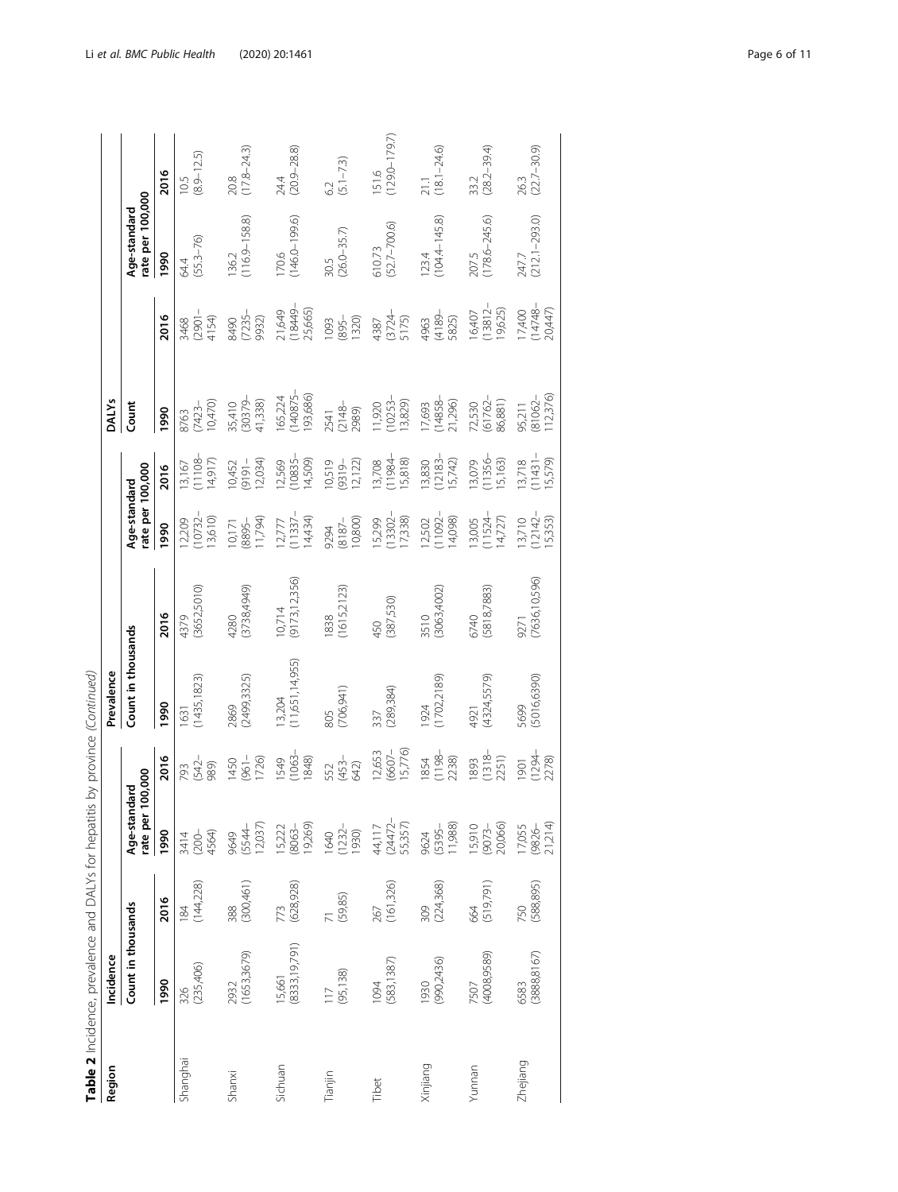**Table 2** Incidence, prevalence and DALYs for hepatitis by province *(Continued)*

| Region | Incidence | | | | Prevalence | | | | DALYs | | | |
|---|---|---|---|---|---|---|---|---|---|---|---|---|
| | Count in thousands | | Age-standard rate per 100,000 | | Count in thousands | | Age-standard rate per 100,000 | | Count | | Age-standard rate per 100,000 | |
| | 1990 | 2016 | 1990 | 2016 | 1990 | 2016 | 1990 | 2016 | 1990 | 2016 | 1990 | 2016 |
| Shanghai | 326 (235,406) | 184 (144,228) | 3414 (200–4564) | 793 (542–989) | 1631 (1435,1823) | 4379 (3652,5010) | 12,209 (10732–13,610) | 13,167 (11108–14,917) | 8763 (7423–10,470) | 3468 (2901–4154) | 64.4 (55.3–76) | 10.5 (8.9–12.5) |
| Shanxi | 2932 (1653,3679) | 388 (300,461) | 9649 (5544–12,037) | 1450 (961–1726) | 2869 (2499,3325) | 4280 (3738,4949) | 10,171 (8895–11,794) | 10,452 (9191–12,034) | 35,410 (30379–41,338) | 8490 (7235–9932) | 136.2 (116.9–158.8) | 20.8 (17.8–24.3) |
| Sichuan | 15,661 (8333,19,791) | 773 (628,928) | 15,222 (8063–19,269) | 1549 (1063–1848) | 13,204 (11,651,14,955) | 10,714 (9173,12,356) | 12,777 (11337–14,434) | 12,569 (10835–14,509) | 165,224 (140875–193,686) | 21,649 (18449–25,665) | 170.6 (146.0–199.6) | 24.4 (20.9–28.8) |
| Tianjin | 117 (95,138) | 71 (59,85) | 1640 (1232–1930) | 552 (453–642) | 805 (706,941) | 1838 (1615,2123) | 9294 (8187–10,800) | 10,519 (9319–12,122) | 2541 (2148–2989) | 1093 (895–1320) | 30.5 (26.0–35.7) | 6.2 (5.1–7.3) |
| Tibet | 1094 (583,1387) | 267 (161,326) | 44,117 (24472–55,357) | 12,653 (6607–15,776) | 337 (289,384) | 450 (387,530) | 15,299 (13302–17,338) | 13,708 (11984–15,818) | 11,920 (10253–13,829) | 4387 (3724–5175) | 610.73 (52.7–700.6) | 151.6 (129.0–179.7) |
| Xinjiang | 1930 (990,2436) | 309 (224,368) | 9624 (5395–11,988) | 1854 (1198–2238) | 1924 (1702,2189) | 3510 (3063,4002) | 12,502 (11092–14,098) | 13,830 (12183–15,742) | 17,693 (14858–21,296) | 4963 (4189–5825) | 123.4 (104.4–145.8) | 21.1 (18.1–24.6) |
| Yunnan | 7507 (4008,9589) | 664 (519,791) | 15,910 (9073–20,066) | 1893 (1318–2251) | 4921 (4324,5579) | 6740 (5818,7883) | 13,005 (11524–14,727) | 13,079 (11356–15,163) | 72,530 (61762–86,881) | 16,407 (13812–19,625) | 207.5 (178.6–245.6) | 33.2 (28.2–39.4) |
| Zhejiang | 6583 (3888,8167) | 750 (588,895) | 17,055 (9826–21,214) | 1901 (1294–2278) | 5699 (5016,6390) | 9271 (7636,10,596) | 13,710 (12142–15,353) | 13,718 (11431–15,579) | 95,211 (81062–112,376) | 17,400 (14748–20,447) | 247.7 (212.1–293.0) | 26.3 (22.7–30.9) |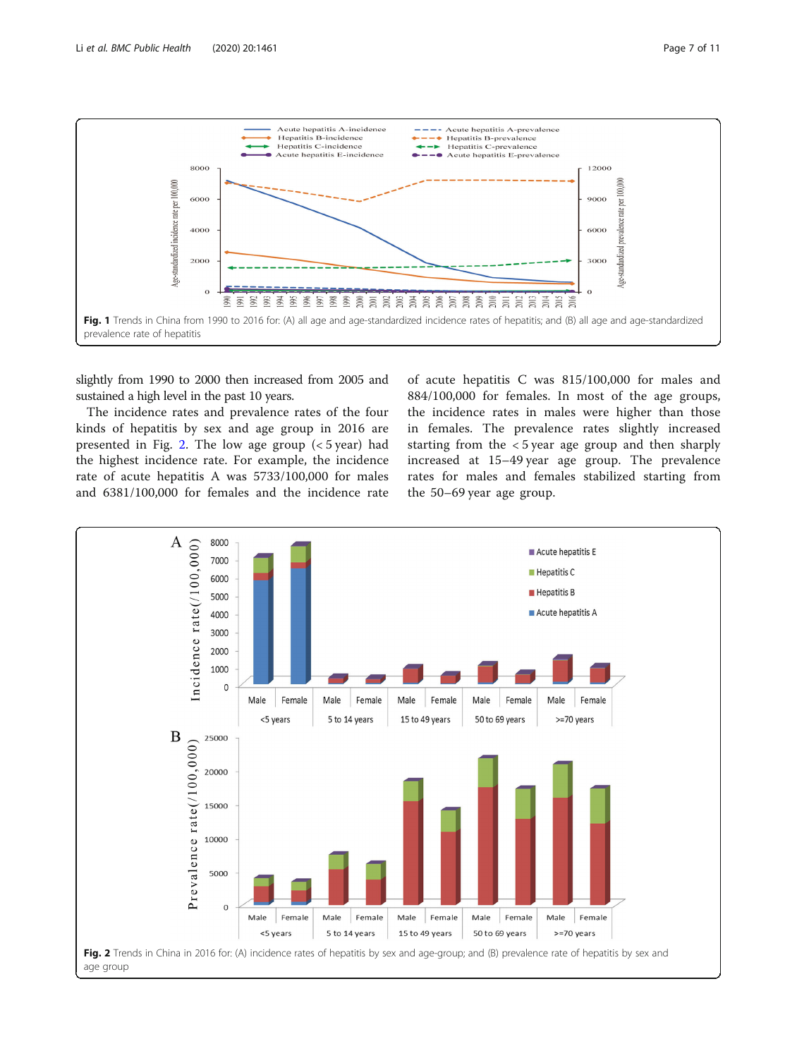Fig. 1 Trends in China from 1990 to 2016 for: (A) all age and age-standardized incidence rates of hepatitis; and (B) all age and age-standardized prevalence rate of hepatitis

slightly from 1990 to 2000 then increased from 2005 and sustained a high level in the past 10 years.

The incidence rates and prevalence rates of the four kinds of hepatitis by sex and age group in 2016 are presented in Fig. 2. The low age group (< 5 year) had the highest incidence rate. For example, the incidence rate of acute hepatitis A was 5733/100,000 for males and 6381/100,000 for females and the incidence rate of acute hepatitis C was 815/100,000 for males and 884/100,000 for females. In most of the age groups, the incidence rates in males were higher than those in females. The prevalence rates slightly increased starting from the < 5 year age group and then sharply increased at 15–49 year age group. The prevalence rates for males and females stabilized starting from the 50–69 year age group.

Fig. 2 Trends in China in 2016 for: (A) incidence rates of hepatitis by sex and age-group; and (B) prevalence rate of hepatitis by sex and age group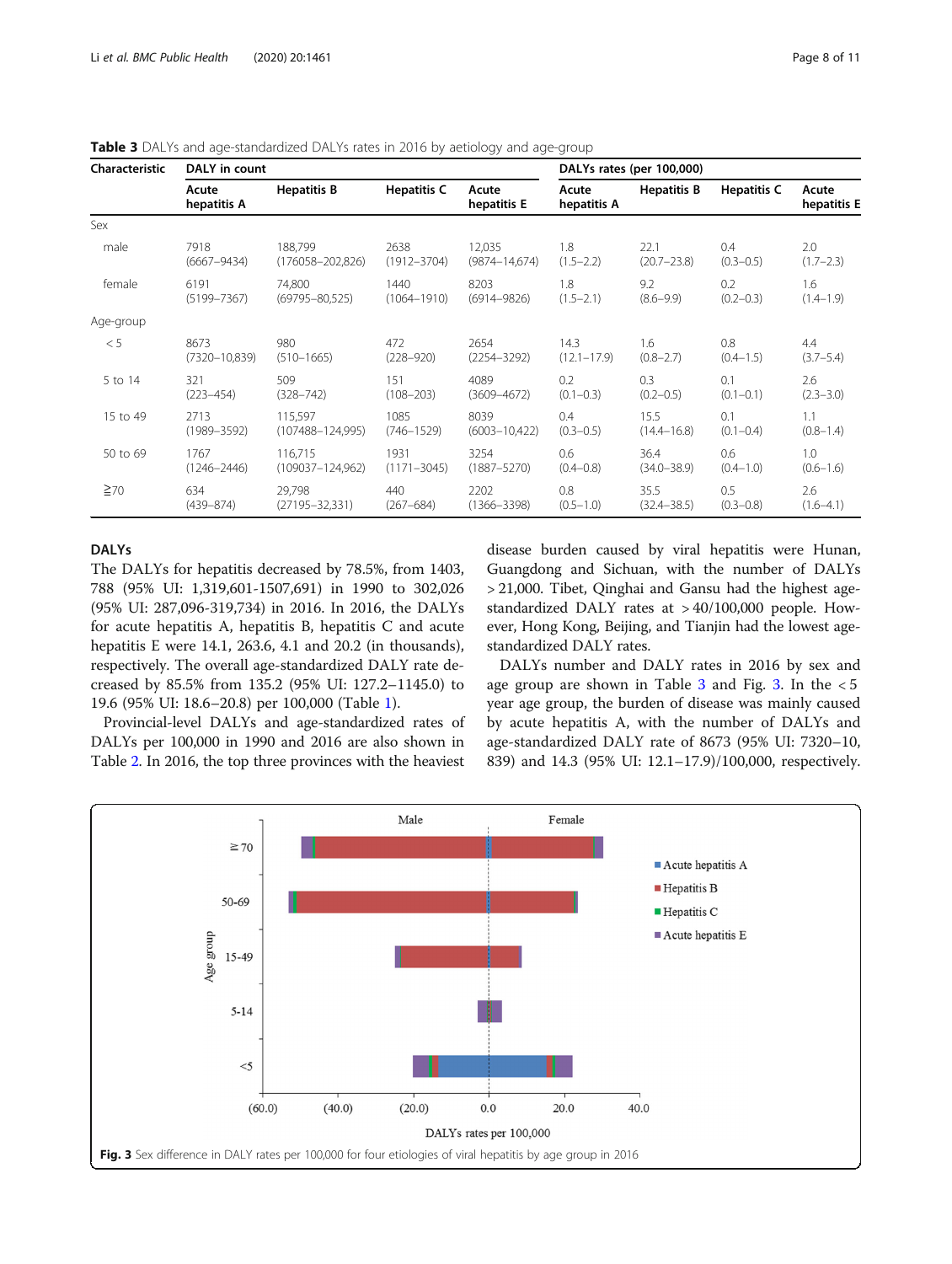**Table 3** DALYs and age-standardized DALYs rates in 2016 by aetiology and age-group

| Characteristic | DALY in count | | | | DALYs rates (per 100,000) | | | |
|---|---|---|---|---|---|---|---|---|
| | Acute hepatitis A | Hepatitis B | Hepatitis C | Acute hepatitis E | Acute hepatitis A | Hepatitis B | Hepatitis C | Acute hepatitis E |
| Sex | | | | | | | | |
| male | 7918 (6667–9434) | 188,799 (176058–202,826) | 2638 (1912–3704) | 12,035 (9874–14,674) | 1.8 (1.5–2.2) | 22.1 (20.7–23.8) | 0.4 (0.3–0.5) | 2.0 (1.7–2.3) |
| female | 6191 (5199–7367) | 74,800 (69795–80,525) | 1440 (1064–1910) | 8203 (6914–9826) | 1.8 (1.5–2.1) | 9.2 (8.6–9.9) | 0.2 (0.2–0.3) | 1.6 (1.4–1.9) |
| Age-group | | | | | | | | |
| < 5 | 8673 (7320–10,839) | 980 (510–1665) | 472 (228–920) | 2654 (2254–3292) | 14.3 (12.1–17.9) | 1.6 (0.8–2.7) | 0.8 (0.4–1.5) | 4.4 (3.7–5.4) |
| 5 to 14 | 321 (223–454) | 509 (328–742) | 151 (108–203) | 4089 (3609–4672) | 0.2 (0.1–0.3) | 0.3 (0.2–0.5) | 0.1 (0.1–0.1) | 2.6 (2.3–3.0) |
| 15 to 49 | 2713 (1989–3592) | 115,597 (107488–124,995) | 1085 (746–1529) | 8039 (6003–10,422) | 0.4 (0.3–0.5) | 15.5 (14.4–16.8) | 0.1 (0.1–0.4) | 1.1 (0.8–1.4) |
| 50 to 69 | 1767 (1246–2446) | 116,715 (109037–124,962) | 1931 (1171–3045) | 3254 (1887–5270) | 0.6 (0.4–0.8) | 36.4 (34.0–38.9) | 0.6 (0.4–1.0) | 1.0 (0.6–1.6) |
| ≧70 | 634 (439–874) | 29,798 (27195–32,331) | 440 (267–684) | 2202 (1366–3398) | 0.8 (0.5–1.0) | 35.5 (32.4–38.5) | 0.5 (0.3–0.8) | 2.6 (1.6–4.1) |

## DALYs

The DALYs for hepatitis decreased by 78.5%, from 1403, 788 (95% UI: 1,319,601-1507,691) in 1990 to 302,026 (95% UI: 287,096-319,734) in 2016. In 2016, the DALYs for acute hepatitis A, hepatitis B, hepatitis C and acute hepatitis E were 14.1, 263.6, 4.1 and 20.2 (in thousands), respectively. The overall age-standardized DALY rate decreased by 85.5% from 135.2 (95% UI: 127.2–1145.0) to 19.6 (95% UI: 18.6–20.8) per 100,000 (Table 1).

Provincial-level DALYs and age-standardized rates of DALYs per 100,000 in 1990 and 2016 are also shown in Table 2. In 2016, the top three provinces with the heaviest disease burden caused by viral hepatitis were Hunan, Guangdong and Sichuan, with the number of DALYs > 21,000. Tibet, Qinghai and Gansu had the highest age-standardized DALY rates at > 40/100,000 people. However, Hong Kong, Beijing, and Tianjin had the lowest age-standardized DALY rates.

DALYs number and DALY rates in 2016 by sex and age group are shown in Table 3 and Fig. 3. In the < 5 year age group, the burden of disease was mainly caused by acute hepatitis A, with the number of DALYs and age-standardized DALY rate of 8673 (95% UI: 7320–10, 839) and 14.3 (95% UI: 12.1–17.9)/100,000, respectively.

**Fig. 3** Sex difference in DALY rates per 100,000 for four etiologies of viral hepatitis by age group in 2016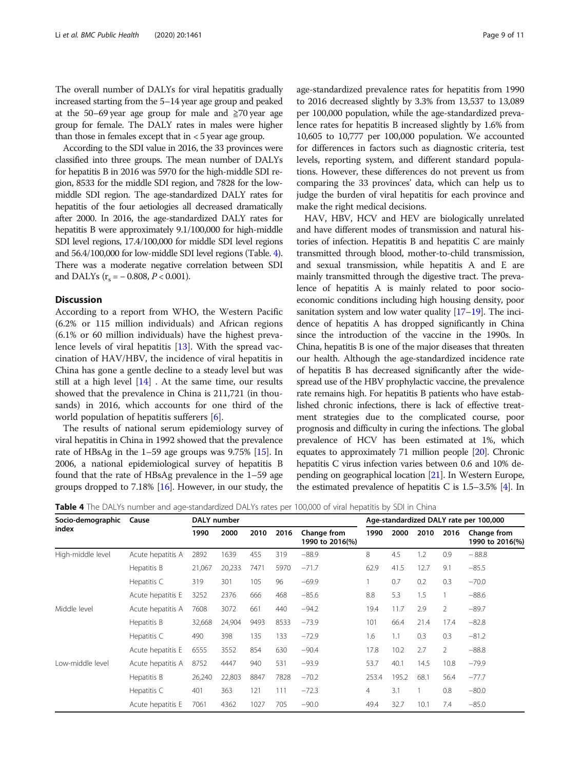The overall number of DALYs for viral hepatitis gradually increased starting from the 5–14 year age group and peaked at the 50–69 year age group for male and ≧70 year age group for female. The DALY rates in males were higher than those in females except that in < 5 year age group.

According to the SDI value in 2016, the 33 provinces were classified into three groups. The mean number of DALYs for hepatitis B in 2016 was 5970 for the high-middle SDI region, 8533 for the middle SDI region, and 7828 for the low-middle SDI region. The age-standardized DALY rates for hepatitis of the four aetiologies all decreased dramatically after 2000. In 2016, the age-standardized DALY rates for hepatitis B were approximately 9.1/100,000 for high-middle SDI level regions, 17.4/100,000 for middle SDI level regions and 56.4/100,000 for low-middle SDI level regions (Table. 4). There was a moderate negative correlation between SDI and DALYs ($r_s = -0.808$, $P < 0.001$).

## Discussion

According to a report from WHO, the Western Pacific (6.2% or 115 million individuals) and African regions (6.1% or 60 million individuals) have the highest prevalence levels of viral hepatitis [13]. With the spread vaccination of HAV/HBV, the incidence of viral hepatitis in China has gone a gentle decline to a steady level but was still at a high level [14] . At the same time, our results showed that the prevalence in China is 211,721 (in thousands) in 2016, which accounts for one third of the world population of hepatitis sufferers [6].

The results of national serum epidemiology survey of viral hepatitis in China in 1992 showed that the prevalence rate of HBsAg in the 1–59 age groups was 9.75% [15]. In 2006, a national epidemiological survey of hepatitis B found that the rate of HBsAg prevalence in the 1–59 age groups dropped to 7.18% [16]. However, in our study, the age-standardized prevalence rates for hepatitis from 1990 to 2016 decreased slightly by 3.3% from 13,537 to 13,089 per 100,000 population, while the age-standardized prevalence rates for hepatitis B increased slightly by 1.6% from 10,605 to 10,777 per 100,000 population. We accounted for differences in factors such as diagnostic criteria, test levels, reporting system, and different standard populations. However, these differences do not prevent us from comparing the 33 provinces' data, which can help us to judge the burden of viral hepatitis for each province and make the right medical decisions.

HAV, HBV, HCV and HEV are biologically unrelated and have different modes of transmission and natural histories of infection. Hepatitis B and hepatitis C are mainly transmitted through blood, mother-to-child transmission, and sexual transmission, while hepatitis A and E are mainly transmitted through the digestive tract. The prevalence of hepatitis A is mainly related to poor socioeconomic conditions including high housing density, poor sanitation system and low water quality [17–19]. The incidence of hepatitis A has dropped significantly in China since the introduction of the vaccine in the 1990s. In China, hepatitis B is one of the major diseases that threaten our health. Although the age-standardized incidence rate of hepatitis B has decreased significantly after the widespread use of the HBV prophylactic vaccine, the prevalence rate remains high. For hepatitis B patients who have established chronic infections, there is lack of effective treatment strategies due to the complicated course, poor prognosis and difficulty in curing the infections. The global prevalence of HCV has been estimated at 1%, which equates to approximately 71 million people [20]. Chronic hepatitis C virus infection varies between 0.6 and 10% depending on geographical location [21]. In Western Europe, the estimated prevalence of hepatitis C is 1.5–3.5% [4]. In

**Table 4** The DALYs number and age-standardized DALYs rates per 100,000 of viral hepatitis by SDI in China

| Socio-demographic index | Cause | DALY number | | | | | Age-standardized DALY rate per 100,000 | | | | |
|---|---|---|---|---|---|---|---|---|---|---|---|
| | | 1990 | 2000 | 2010 | 2016 | Change from 1990 to 2016(%) | 1990 | 2000 | 2010 | 2016 | Change from 1990 to 2016(%) |
| High-middle level | Acute hepatitis A | 2892 | 1639 | 455 | 319 | −88.9 | 8 | 4.5 | 1.2 | 0.9 | −88.8 |
| | Hepatitis B | 21,067 | 20,233 | 7471 | 5970 | −71.7 | 62.9 | 41.5 | 12.7 | 9.1 | −85.5 |
| | Hepatitis C | 319 | 301 | 105 | 96 | −69.9 | 1 | 0.7 | 0.2 | 0.3 | −70.0 |
| | Acute hepatitis E | 3252 | 2376 | 666 | 468 | −85.6 | 8.8 | 5.3 | 1.5 | 1 | −88.6 |
| Middle level | Acute hepatitis A | 7608 | 3072 | 661 | 440 | −94.2 | 19.4 | 11.7 | 2.9 | 2 | −89.7 |
| | Hepatitis B | 32,668 | 24,904 | 9493 | 8533 | −73.9 | 101 | 66.4 | 21.4 | 17.4 | −82.8 |
| | Hepatitis C | 490 | 398 | 135 | 133 | −72.9 | 1.6 | 1.1 | 0.3 | 0.3 | −81.2 |
| | Acute hepatitis E | 6555 | 3552 | 854 | 630 | −90.4 | 17.8 | 10.2 | 2.7 | 2 | −88.8 |
| Low-middle level | Acute hepatitis A | 8752 | 4447 | 940 | 531 | −93.9 | 53.7 | 40.1 | 14.5 | 10.8 | −79.9 |
| | Hepatitis B | 26,240 | 22,803 | 8847 | 7828 | −70.2 | 253.4 | 195.2 | 68.1 | 56.4 | −77.7 |
| | Hepatitis C | 401 | 363 | 121 | 111 | −72.3 | 4 | 3.1 | 1 | 0.8 | −80.0 |
| | Acute hepatitis E | 7061 | 4362 | 1027 | 705 | −90.0 | 49.4 | 32.7 | 10.1 | 7.4 | −85.0 |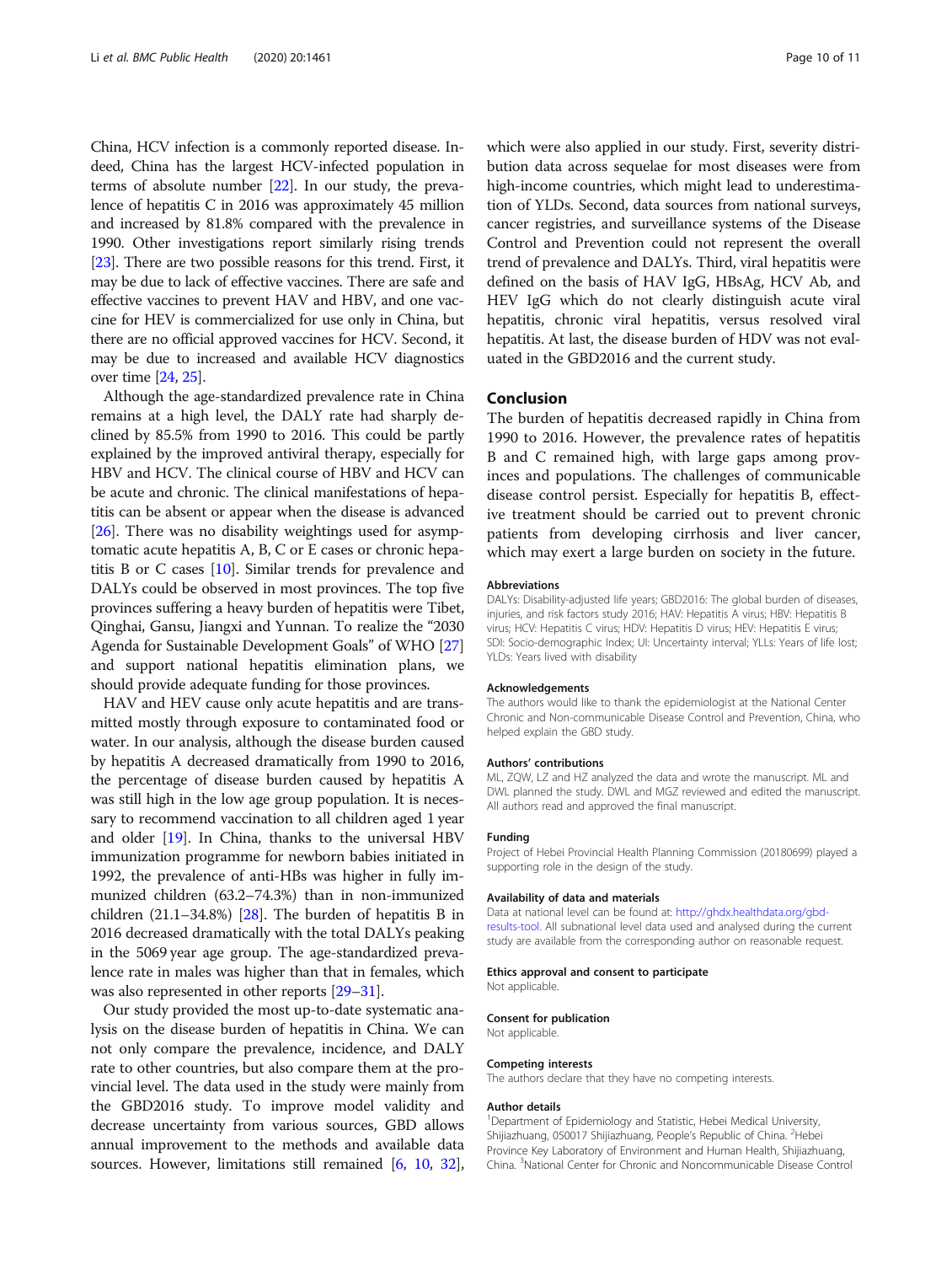China, HCV infection is a commonly reported disease. Indeed, China has the largest HCV-infected population in terms of absolute number [22]. In our study, the prevalence of hepatitis C in 2016 was approximately 45 million and increased by 81.8% compared with the prevalence in 1990. Other investigations report similarly rising trends [23]. There are two possible reasons for this trend. First, it may be due to lack of effective vaccines. There are safe and effective vaccines to prevent HAV and HBV, and one vaccine for HEV is commercialized for use only in China, but there are no official approved vaccines for HCV. Second, it may be due to increased and available HCV diagnostics over time [24, 25].

Although the age-standardized prevalence rate in China remains at a high level, the DALY rate had sharply declined by 85.5% from 1990 to 2016. This could be partly explained by the improved antiviral therapy, especially for HBV and HCV. The clinical course of HBV and HCV can be acute and chronic. The clinical manifestations of hepatitis can be absent or appear when the disease is advanced [26]. There was no disability weightings used for asymptomatic acute hepatitis A, B, C or E cases or chronic hepatitis B or C cases [10]. Similar trends for prevalence and DALYs could be observed in most provinces. The top five provinces suffering a heavy burden of hepatitis were Tibet, Qinghai, Gansu, Jiangxi and Yunnan. To realize the "2030 Agenda for Sustainable Development Goals" of WHO [27] and support national hepatitis elimination plans, we should provide adequate funding for those provinces.

HAV and HEV cause only acute hepatitis and are transmitted mostly through exposure to contaminated food or water. In our analysis, although the disease burden caused by hepatitis A decreased dramatically from 1990 to 2016, the percentage of disease burden caused by hepatitis A was still high in the low age group population. It is necessary to recommend vaccination to all children aged 1 year and older [19]. In China, thanks to the universal HBV immunization programme for newborn babies initiated in 1992, the prevalence of anti-HBs was higher in fully immunized children (63.2–74.3%) than in non-immunized children (21.1–34.8%) [28]. The burden of hepatitis B in 2016 decreased dramatically with the total DALYs peaking in the 5069 year age group. The age-standardized prevalence rate in males was higher than that in females, which was also represented in other reports [29–31].

Our study provided the most up-to-date systematic analysis on the disease burden of hepatitis in China. We can not only compare the prevalence, incidence, and DALY rate to other countries, but also compare them at the provincial level. The data used in the study were mainly from the GBD2016 study. To improve model validity and decrease uncertainty from various sources, GBD allows annual improvement to the methods and available data sources. However, limitations still remained [6, 10, 32], which were also applied in our study. First, severity distribution data across sequelae for most diseases were from high-income countries, which might lead to underestimation of YLDs. Second, data sources from national surveys, cancer registries, and surveillance systems of the Disease Control and Prevention could not represent the overall trend of prevalence and DALYs. Third, viral hepatitis were defined on the basis of HAV IgG, HBsAg, HCV Ab, and HEV IgG which do not clearly distinguish acute viral hepatitis, chronic viral hepatitis, versus resolved viral hepatitis. At last, the disease burden of HDV was not evaluated in the GBD2016 and the current study.

## Conclusion

The burden of hepatitis decreased rapidly in China from 1990 to 2016. However, the prevalence rates of hepatitis B and C remained high, with large gaps among provinces and populations. The challenges of communicable disease control persist. Especially for hepatitis B, effective treatment should be carried out to prevent chronic patients from developing cirrhosis and liver cancer, which may exert a large burden on society in the future.

### Abbreviations

DALYs: Disability-adjusted life years; GBD2016: The global burden of diseases, injuries, and risk factors study 2016; HAV: Hepatitis A virus; HBV: Hepatitis B virus; HCV: Hepatitis C virus; HDV: Hepatitis D virus; HEV: Hepatitis E virus; SDI: Socio-demographic Index; UI: Uncertainty interval; YLLs: Years of life lost; YLDs: Years lived with disability

### Acknowledgements

The authors would like to thank the epidemiologist at the National Center Chronic and Non-communicable Disease Control and Prevention, China, who helped explain the GBD study.

### Authors' contributions

ML, ZQW, LZ and HZ analyzed the data and wrote the manuscript. ML and DWL planned the study. DWL and MGZ reviewed and edited the manuscript. All authors read and approved the final manuscript.

### Funding

Project of Hebei Provincial Health Planning Commission (20180699) played a supporting role in the design of the study.

### Availability of data and materials

Data at national level can be found at: http://ghdx.healthdata.org/gbd-results-tool. All subnational level data used and analysed during the current study are available from the corresponding author on reasonable request.

### Ethics approval and consent to participate

Not applicable.

### Consent for publication

Not applicable.

### Competing interests

The authors declare that they have no competing interests.

### Author details

[1]Department of Epidemiology and Statistic, Hebei Medical University, Shijiazhuang, 050017 Shijiazhuang, People's Republic of China. [2]Hebei Province Key Laboratory of Environment and Human Health, Shijiazhuang, China. [3]National Center for Chronic and Noncommunicable Disease Control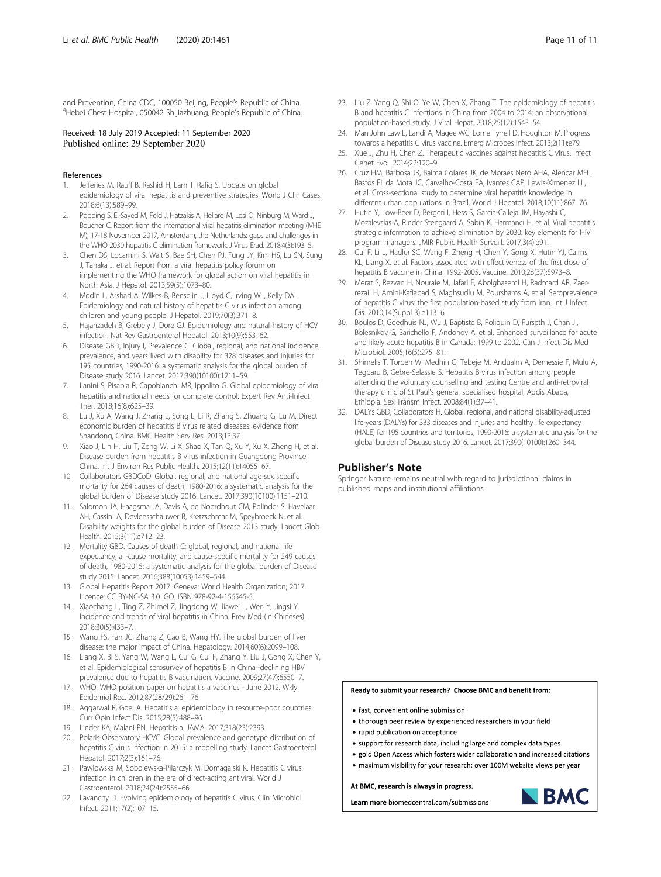and Prevention, China CDC, 100050 Beijing, People's Republic of China. [4]Hebei Chest Hospital, 050042 Shijiazhuang, People's Republic of China.

Received: 18 July 2019 Accepted: 11 September 2020
Published online: 29 September 2020

## References

1. Jefferies M, Rauff B, Rashid H, Lam T, Rafiq S. Update on global epidemiology of viral hepatitis and preventive strategies. World J Clin Cases. 2018;6(13):589–99.
2. Popping S, El-Sayed M, Feld J, Hatzakis A, Hellard M, Lesi O, Ninburg M, Ward J, Boucher C. Report from the international viral hepatitis elimination meeting (IVHEM), 17-18 November 2017, Amsterdam, the Netherlands: gaps and challenges in the WHO 2030 hepatitis C elimination framework. J Virus Erad. 2018;4(3):193–5.
3. Chen DS, Locarnini S, Wait S, Bae SH, Chen PJ, Fung JY, Kim HS, Lu SN, Sung J, Tanaka J, et al. Report from a viral hepatitis policy forum on implementing the WHO framework for global action on viral hepatitis in North Asia. J Hepatol. 2013;59(5):1073–80.
4. Modin L, Arshad A, Wilkes B, Benselin J, Lloyd C, Irving WL, Kelly DA. Epidemiology and natural history of hepatitis C virus infection among children and young people. J Hepatol. 2019;70(3):371–8.
5. Hajarizadeh B, Grebely J, Dore GJ. Epidemiology and natural history of HCV infection. Nat Rev Gastroenterol Hepatol. 2013;10(9):553–62.
6. Disease GBD, Injury I, Prevalence C. Global, regional, and national incidence, prevalence, and years lived with disability for 328 diseases and injuries for 195 countries, 1990-2016: a systematic analysis for the global burden of Disease study 2016. Lancet. 2017;390(10100):1211–59.
7. Lanini S, Pisapia R, Capobianchi MR, Ippolito G. Global epidemiology of viral hepatitis and national needs for complete control. Expert Rev Anti-Infect Ther. 2018;16(8):625–39.
8. Lu J, Xu A, Wang J, Zhang L, Song L, Li R, Zhang S, Zhuang G, Lu M. Direct economic burden of hepatitis B virus related diseases: evidence from Shandong, China. BMC Health Serv Res. 2013;13:37.
9. Xiao J, Lin H, Liu T, Zeng W, Li X, Shao X, Tan Q, Xu Y, Xu X, Zheng H, et al. Disease burden from hepatitis B virus infection in Guangdong Province, China. Int J Environ Res Public Health. 2015;12(11):14055–67.
10. Collaborators GBDCoD. Global, regional, and national age-sex specific mortality for 264 causes of death, 1980-2016: a systematic analysis for the global burden of Disease study 2016. Lancet. 2017;390(10100):1151–210.
11. Salomon JA, Haagsma JA, Davis A, de Noordhout CM, Polinder S, Havelaar AH, Cassini A, Devleesschauwer B, Kretzschmar M, Speybroeck N, et al. Disability weights for the global burden of Disease 2013 study. Lancet Glob Health. 2015;3(11):e712–23.
12. Mortality GBD. Causes of death C: global, regional, and national life expectancy, all-cause mortality, and cause-specific mortality for 249 causes of death, 1980-2015: a systematic analysis for the global burden of Disease study 2015. Lancet. 2016;388(10053):1459–544.
13. Global Hepatitis Report 2017. Geneva: World Health Organization; 2017. Licence: CC BY-NC-SA 3.0 IGO. ISBN 978-92-4-156545-5.
14. Xiaochang L, Ting Z, Zhimei Z, Jingdong W, Jiawei L, Wen Y, Jingsi Y. Incidence and trends of viral hepatitis in China. Prev Med (in Chineses). 2018;30(5):433–7.
15. Wang FS, Fan JG, Zhang Z, Gao B, Wang HY. The global burden of liver disease: the major impact of China. Hepatology. 2014;60(6):2099–108.
16. Liang X, Bi S, Yang W, Wang L, Cui G, Cui F, Zhang Y, Liu J, Gong X, Chen Y, et al. Epidemiological serosurvey of hepatitis B in China--declining HBV prevalence due to hepatitis B vaccination. Vaccine. 2009;27(47):6550–7.
17. WHO. WHO position paper on hepatitis a vaccines - June 2012. Wkly Epidemiol Rec. 2012;87(28/29):261–76.
18. Aggarwal R, Goel A. Hepatitis a: epidemiology in resource-poor countries. Curr Opin Infect Dis. 2015;28(5):488–96.
19. Linder KA, Malani PN. Hepatitis a. JAMA. 2017;318(23):2393.
20. Polaris Observatory HCVC. Global prevalence and genotype distribution of hepatitis C virus infection in 2015: a modelling study. Lancet Gastroenterol Hepatol. 2017;2(3):161–76.
21. Pawlowska M, Sobolewska-Pilarczyk M, Domagalski K. Hepatitis C virus infection in children in the era of direct-acting antiviral. World J Gastroenterol. 2018;24(24):2555–66.
22. Lavanchy D. Evolving epidemiology of hepatitis C virus. Clin Microbiol Infect. 2011;17(2):107–15.
23. Liu Z, Yang Q, Shi O, Ye W, Chen X, Zhang T. The epidemiology of hepatitis B and hepatitis C infections in China from 2004 to 2014: an observational population-based study. J Viral Hepat. 2018;25(12):1543–54.
24. Man John Law L, Landi A, Magee WC, Lorne Tyrrell D, Houghton M. Progress towards a hepatitis C virus vaccine. Emerg Microbes Infect. 2013;2(11):e79.
25. Xue J, Zhu H, Chen Z. Therapeutic vaccines against hepatitis C virus. Infect Genet Evol. 2014;22:120–9.
26. Cruz HM, Barbosa JR, Baima Colares JK, de Moraes Neto AHA, Alencar MFL, Bastos FI, da Mota JC, Carvalho-Costa FA, Ivantes CAP, Lewis-Ximenez LL, et al. Cross-sectional study to determine viral hepatitis knowledge in different urban populations in Brazil. World J Hepatol. 2018;10(11):867–76.
27. Hutin Y, Low-Beer D, Bergeri I, Hess S, Garcia-Calleja JM, Hayashi C, Mozalevskis A, Rinder Stengaard A, Sabin K, Harmanci H, et al. Viral hepatitis strategic information to achieve elimination by 2030: key elements for HIV program managers. JMIR Public Health Surveill. 2017;3(4):e91.
28. Cui F, Li L, Hadler SC, Wang F, Zheng H, Chen Y, Gong X, Hutin YJ, Cairns KL, Liang X, et al. Factors associated with effectiveness of the first dose of hepatitis B vaccine in China: 1992-2005. Vaccine. 2010;28(37):5973–8.
29. Merat S, Rezvan H, Nouraie M, Jafari E, Abolghasemi H, Radmard AR, Zaer-rezaii H, Amini-Kafiabad S, Maghsudlu M, Pourshams A, et al. Seroprevalence of hepatitis C virus: the first population-based study from Iran. Int J Infect Dis. 2010;14(Suppl 3):e113–6.
30. Boulos D, Goedhuis NJ, Wu J, Baptiste B, Poliquin D, Furseth J, Chan JI, Bolesnikov G, Barichello F, Andonov A, et al. Enhanced surveillance for acute and likely acute hepatitis B in Canada: 1999 to 2002. Can J Infect Dis Med Microbiol. 2005;16(5):275–81.
31. Shimelis T, Torben W, Medhin G, Tebeje M, Andualm A, Demessie F, Mulu A, Tegbaru B, Gebre-Selassie S. Hepatitis B virus infection among people attending the voluntary counselling and testing Centre and anti-retroviral therapy clinic of St Paul's general specialised hospital, Addis Ababa, Ethiopia. Sex Transm Infect. 2008;84(1):37–41.
32. DALYs GBD, Collaborators H. Global, regional, and national disability-adjusted life-years (DALYs) for 333 diseases and injuries and healthy life expectancy (HALE) for 195 countries and territories, 1990-2016: a systematic analysis for the global burden of Disease study 2016. Lancet. 2017;390(10100):1260–344.

## Publisher's Note

Springer Nature remains neutral with regard to jurisdictional claims in published maps and institutional affiliations.

**Ready to submit your research? Choose BMC and benefit from:**

- fast, convenient online submission
- thorough peer review by experienced researchers in your field
- rapid publication on acceptance
- support for research data, including large and complex data types
- gold Open Access which fosters wider collaboration and increased citations
- maximum visibility for your research: over 100M website views per year

**At BMC, research is always in progress.**

**Learn more** biomedcentral.com/submissions

BMC